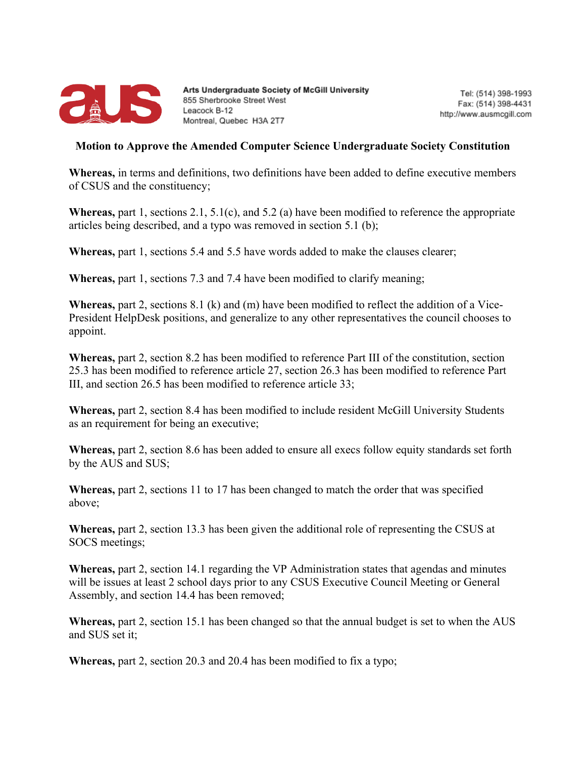Arts Undergraduate Society of McGill University
855 Sherbrooke Street West
Leacock B-12
Montreal, Quebec H3A 2T7

Tel: (514) 398-1993
Fax: (514) 398-4431
http://www.ausmcgill.com

### Motion to Approve the Amended Computer Science Undergraduate Society Constitution

**Whereas,** in terms and definitions, two definitions have been added to define executive members of CSUS and the constituency;

**Whereas,** part 1, sections 2.1, 5.1(c), and 5.2 (a) have been modified to reference the appropriate articles being described, and a typo was removed in section 5.1 (b);

**Whereas,** part 1, sections 5.4 and 5.5 have words added to make the clauses clearer;

**Whereas,** part 1, sections 7.3 and 7.4 have been modified to clarify meaning;

**Whereas,** part 2, sections 8.1 (k) and (m) have been modified to reflect the addition of a Vice-President HelpDesk positions, and generalize to any other representatives the council chooses to appoint.

**Whereas,** part 2, section 8.2 has been modified to reference Part III of the constitution, section 25.3 has been modified to reference article 27, section 26.3 has been modified to reference Part III, and section 26.5 has been modified to reference article 33;

**Whereas,** part 2, section 8.4 has been modified to include resident McGill University Students as an requirement for being an executive;

**Whereas,** part 2, section 8.6 has been added to ensure all execs follow equity standards set forth by the AUS and SUS;

**Whereas,** part 2, sections 11 to 17 has been changed to match the order that was specified above;

**Whereas,** part 2, section 13.3 has been given the additional role of representing the CSUS at SOCS meetings;

**Whereas,** part 2, section 14.1 regarding the VP Administration states that agendas and minutes will be issues at least 2 school days prior to any CSUS Executive Council Meeting or General Assembly, and section 14.4 has been removed;

**Whereas,** part 2, section 15.1 has been changed so that the annual budget is set to when the AUS and SUS set it;

**Whereas,** part 2, section 20.3 and 20.4 has been modified to fix a typo;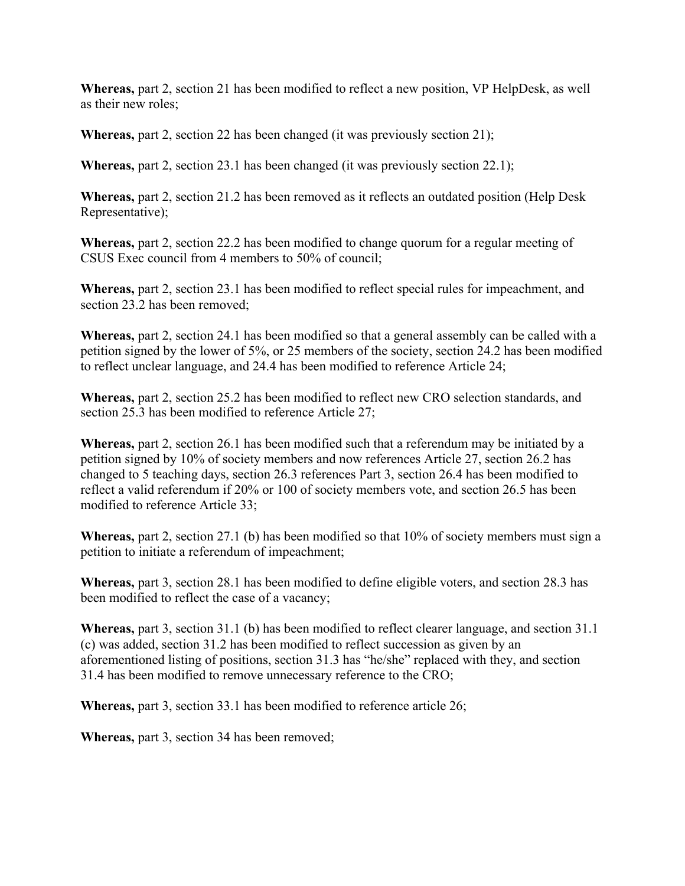**Whereas,** part 2, section 21 has been modified to reflect a new position, VP HelpDesk, as well as their new roles;

**Whereas,** part 2, section 22 has been changed (it was previously section 21);

**Whereas,** part 2, section 23.1 has been changed (it was previously section 22.1);

**Whereas,** part 2, section 21.2 has been removed as it reflects an outdated position (Help Desk Representative);

**Whereas,** part 2, section 22.2 has been modified to change quorum for a regular meeting of CSUS Exec council from 4 members to 50% of council;

**Whereas,** part 2, section 23.1 has been modified to reflect special rules for impeachment, and section 23.2 has been removed;

**Whereas,** part 2, section 24.1 has been modified so that a general assembly can be called with a petition signed by the lower of 5%, or 25 members of the society, section 24.2 has been modified to reflect unclear language, and 24.4 has been modified to reference Article 24;

**Whereas,** part 2, section 25.2 has been modified to reflect new CRO selection standards, and section 25.3 has been modified to reference Article 27;

**Whereas,** part 2, section 26.1 has been modified such that a referendum may be initiated by a petition signed by 10% of society members and now references Article 27, section 26.2 has changed to 5 teaching days, section 26.3 references Part 3, section 26.4 has been modified to reflect a valid referendum if 20% or 100 of society members vote, and section 26.5 has been modified to reference Article 33;

**Whereas,** part 2, section 27.1 (b) has been modified so that 10% of society members must sign a petition to initiate a referendum of impeachment;

**Whereas,** part 3, section 28.1 has been modified to define eligible voters, and section 28.3 has been modified to reflect the case of a vacancy;

**Whereas,** part 3, section 31.1 (b) has been modified to reflect clearer language, and section 31.1 (c) was added, section 31.2 has been modified to reflect succession as given by an aforementioned listing of positions, section 31.3 has "he/she" replaced with they, and section 31.4 has been modified to remove unnecessary reference to the CRO;

**Whereas,** part 3, section 33.1 has been modified to reference article 26;

**Whereas,** part 3, section 34 has been removed;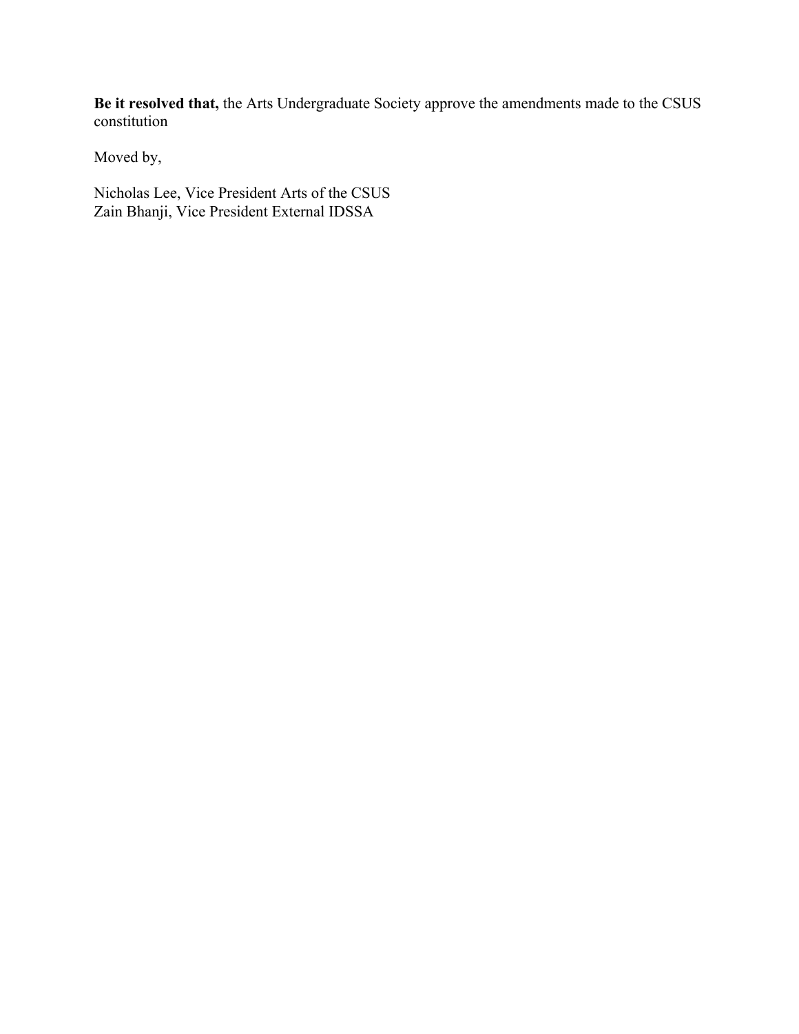**Be it resolved that,** the Arts Undergraduate Society approve the amendments made to the CSUS constitution

Moved by,

Nicholas Lee, Vice President Arts of the CSUS
Zain Bhanji, Vice President External IDSSA